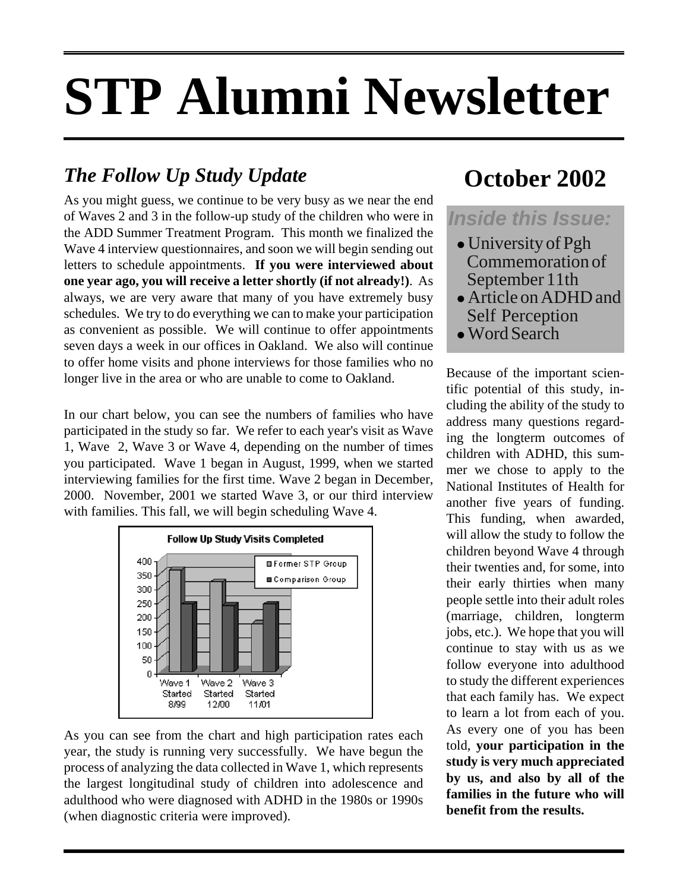# STP Alumni Newsletter

## *The Follow Up Study Update*

## October 2002

### *Inside this Issue:*

- University of Pgh Commemoration of September 11th
- Article on ADHD and Self Perception
- Word Search

As you might guess, we continue to be very busy as we near the end of Waves 2 and 3 in the follow-up study of the children who were in the ADD Summer Treatment Program. This month we finalized the Wave 4 interview questionnaires, and soon we will begin sending out letters to schedule appointments. **If you were interviewed about one year ago, you will receive a letter shortly (if not already!)**. As always, we are very aware that many of you have extremely busy schedules. We try to do everything we can to make your participation as convenient as possible. We will continue to offer appointments seven days a week in our offices in Oakland. We also will continue to offer home visits and phone interviews for those families who no longer live in the area or who are unable to come to Oakland.

In our chart below, you can see the numbers of families who have participated in the study so far. We refer to each year's visit as Wave 1, Wave 2, Wave 3 or Wave 4, depending on the number of times you participated. Wave 1 began in August, 1999, when we started interviewing families for the first time. Wave 2 began in December, 2000. November, 2001 we started Wave 3, or our third interview with families. This fall, we will begin scheduling Wave 4.

**Follow Up Study Visits Completed**

| | Wave 1 Started 8/99 | Wave 2 Started 12/00 | Wave 3 Started 11/01 |
|---|---|---|---|
| Former STP Group | ~365 | ~325 | ~175 |
| Comparison Group | ~245 | ~240 | ~245 |

As you can see from the chart and high participation rates each year, the study is running very successfully. We have begun the process of analyzing the data collected in Wave 1, which represents the largest longitudinal study of children into adolescence and adulthood who were diagnosed with ADHD in the 1980s or 1990s (when diagnostic criteria were improved).

Because of the important scientific potential of this study, including the ability of the study to address many questions regarding the longterm outcomes of children with ADHD, this summer we chose to apply to the National Institutes of Health for another five years of funding. This funding, when awarded, will allow the study to follow the children beyond Wave 4 through their twenties and, for some, into their early thirties when many people settle into their adult roles (marriage, children, longterm jobs, etc.). We hope that you will continue to stay with us as we follow everyone into adulthood to study the different experiences that each family has. We expect to learn a lot from each of you. As every one of you has been told, **your participation in the study is very much appreciated by us, and also by all of the families in the future who will benefit from the results.**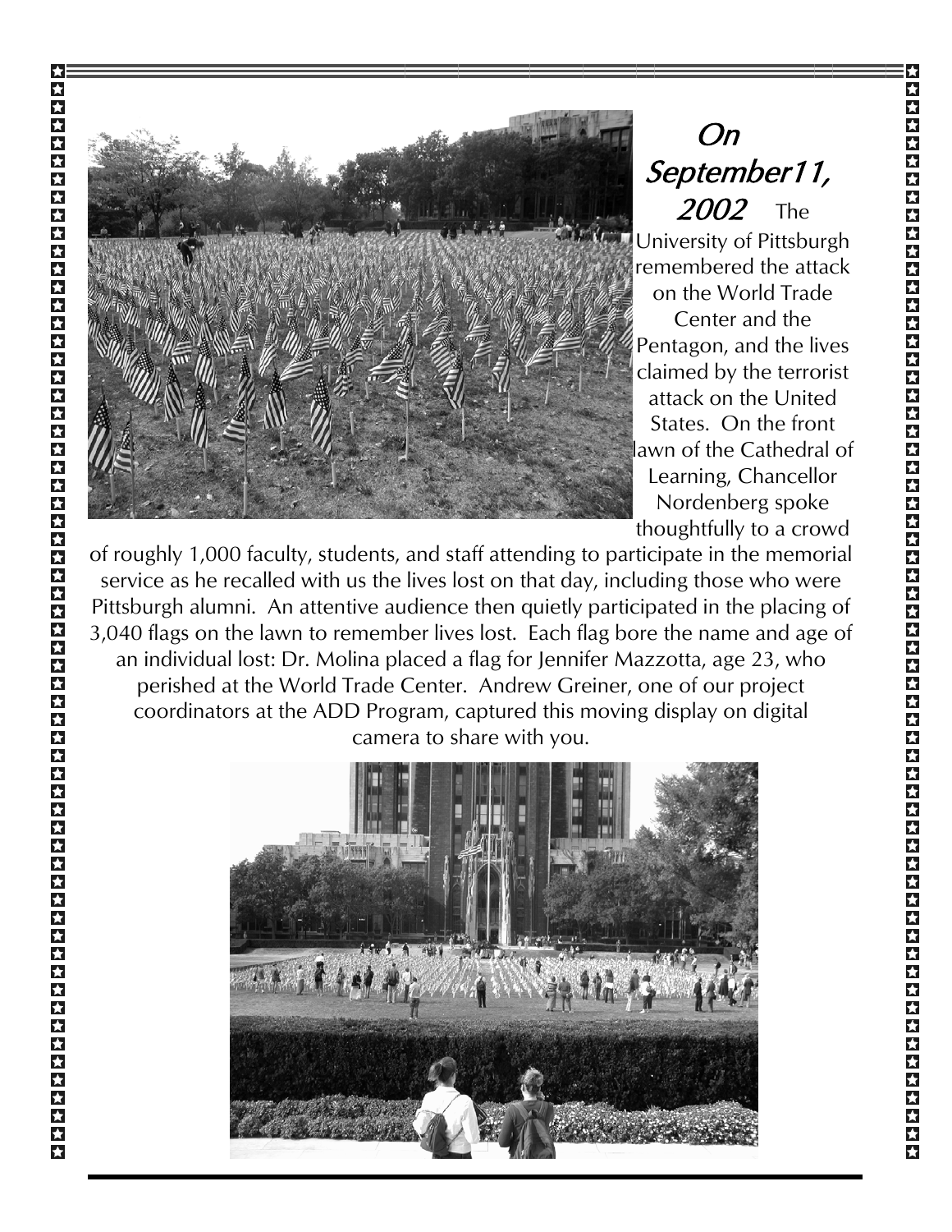*On September11, 2002* The University of Pittsburgh remembered the attack on the World Trade Center and the Pentagon, and the lives claimed by the terrorist attack on the United States. On the front lawn of the Cathedral of Learning, Chancellor Nordenberg spoke thoughtfully to a crowd of roughly 1,000 faculty, students, and staff attending to participate in the memorial service as he recalled with us the lives lost on that day, including those who were Pittsburgh alumni. An attentive audience then quietly participated in the placing of 3,040 flags on the lawn to remember lives lost. Each flag bore the name and age of an individual lost: Dr. Molina placed a flag for Jennifer Mazzotta, age 23, who perished at the World Trade Center. Andrew Greiner, one of our project coordinators at the ADD Program, captured this moving display on digital camera to share with you.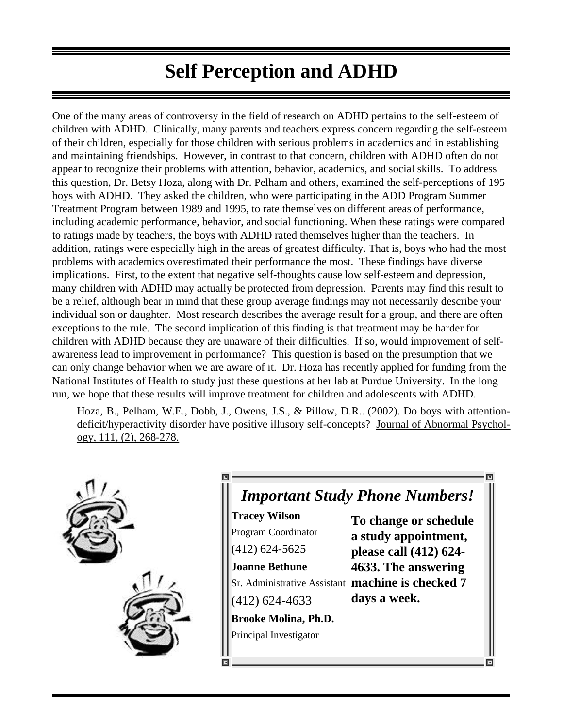# Self Perception and ADHD

One of the many areas of controversy in the field of research on ADHD pertains to the self-esteem of children with ADHD. Clinically, many parents and teachers express concern regarding the self-esteem of their children, especially for those children with serious problems in academics and in establishing and maintaining friendships. However, in contrast to that concern, children with ADHD often do not appear to recognize their problems with attention, behavior, academics, and social skills. To address this question, Dr. Betsy Hoza, along with Dr. Pelham and others, examined the self-perceptions of 195 boys with ADHD. They asked the children, who were participating in the ADD Program Summer Treatment Program between 1989 and 1995, to rate themselves on different areas of performance, including academic performance, behavior, and social functioning. When these ratings were compared to ratings made by teachers, the boys with ADHD rated themselves higher than the teachers. In addition, ratings were especially high in the areas of greatest difficulty. That is, boys who had the most problems with academics overestimated their performance the most. These findings have diverse implications. First, to the extent that negative self-thoughts cause low self-esteem and depression, many children with ADHD may actually be protected from depression. Parents may find this result to be a relief, although bear in mind that these group average findings may not necessarily describe your individual son or daughter. Most research describes the average result for a group, and there are often exceptions to the rule. The second implication of this finding is that treatment may be harder for children with ADHD because they are unaware of their difficulties. If so, would improvement of self-awareness lead to improvement in performance? This question is based on the presumption that we can only change behavior when we are aware of it. Dr. Hoza has recently applied for funding from the National Institutes of Health to study just these questions at her lab at Purdue University. In the long run, we hope that these results will improve treatment for children and adolescents with ADHD.

Hoza, B., Pelham, W.E., Dobb, J., Owens, J.S., & Pillow, D.R.. (2002). Do boys with attention-deficit/hyperactivity disorder have positive illusory self-concepts? Journal of Abnormal Psychology, 111, (2), 268-278.

## *Important Study Phone Numbers!*

**Tracey Wilson**
Program Coordinator
(412) 624-5625

**Joanne Bethune**
Sr. Administrative Assistant
(412) 624-4633

**Brooke Molina, Ph.D.**
Principal Investigator

**To change or schedule a study appointment, please call (412) 624-4633. The answering machine is checked 7 days a week.**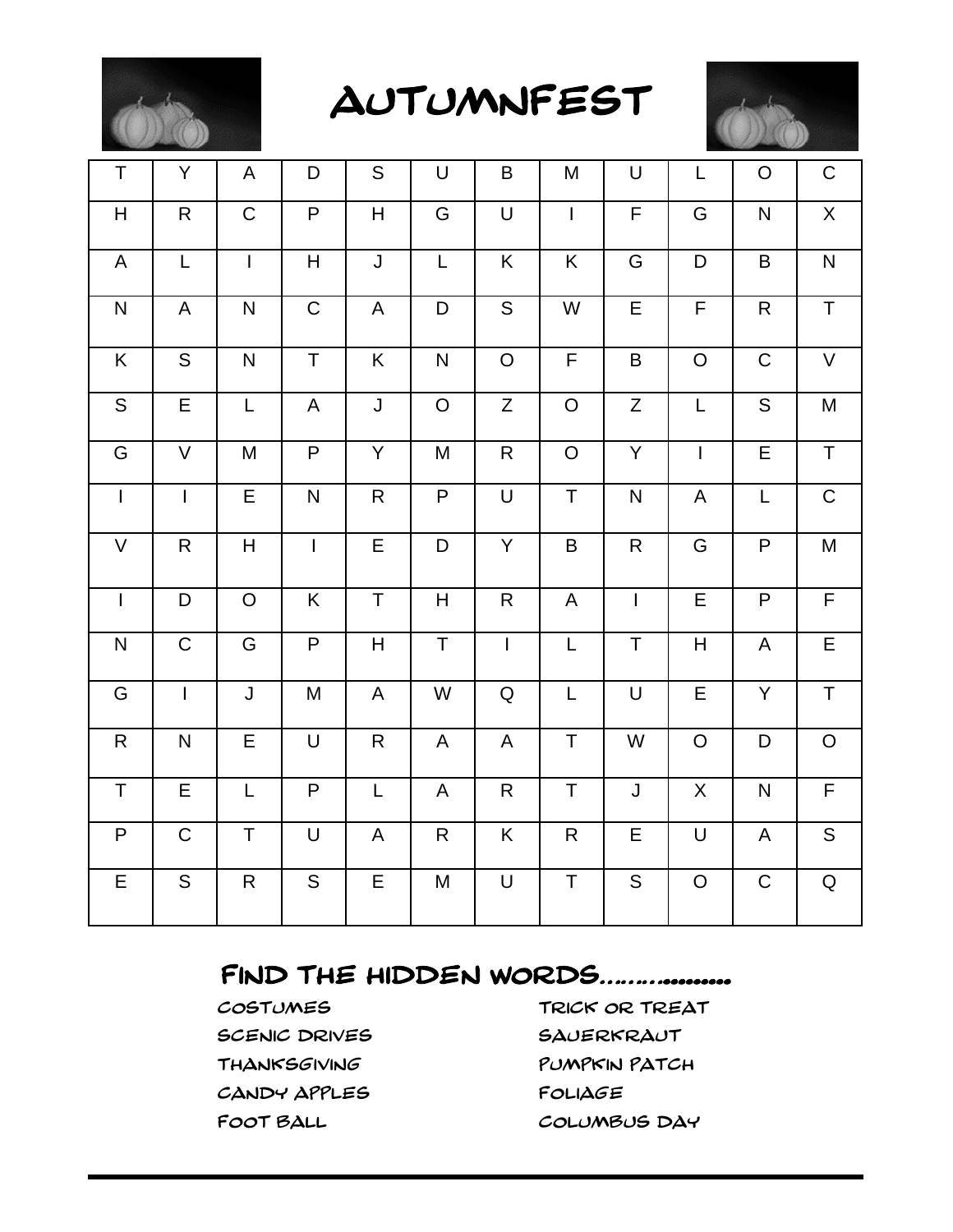# AUTUMNFEST

| | | | | | | | | | | | |
|---|---|---|---|---|---|---|---|---|---|---|---|
| T | Y | A | D | S | U | B | M | U | L | O | C |
| H | R | C | P | H | G | U | I | F | G | N | X |
| A | L | I | H | J | L | K | K | G | D | B | N |
| N | A | N | C | A | D | S | W | E | F | R | T |
| K | S | N | T | K | N | O | F | B | O | C | V |
| S | E | L | A | J | O | Z | O | Z | L | S | M |
| G | V | M | P | Y | M | R | O | Y | I | E | T |
| I | I | E | N | R | P | U | T | N | A | L | C |
| V | R | H | I | E | D | Y | B | R | G | P | M |
| I | D | O | K | T | H | R | A | I | E | P | F |
| N | C | G | P | H | T | I | L | T | H | A | E |
| G | I | J | M | A | W | Q | L | U | E | Y | T |
| R | N | E | U | R | A | A | T | W | O | D | O |
| T | E | L | P | L | A | R | T | J | X | N | F |
| P | C | T | U | A | R | K | R | E | U | A | S |
| E | S | R | S | E | M | U | T | S | O | C | Q |

## FIND THE HIDDEN WORDS……………..

- COSTUMES
- SCENIC DRIVES
- THANKSGIVING
- CANDY APPLES
- FOOT BALL
- TRICK OR TREAT
- SAUERKRAUT
- PUMPKIN PATCH
- FOLIAGE
- COLUMBUS DAY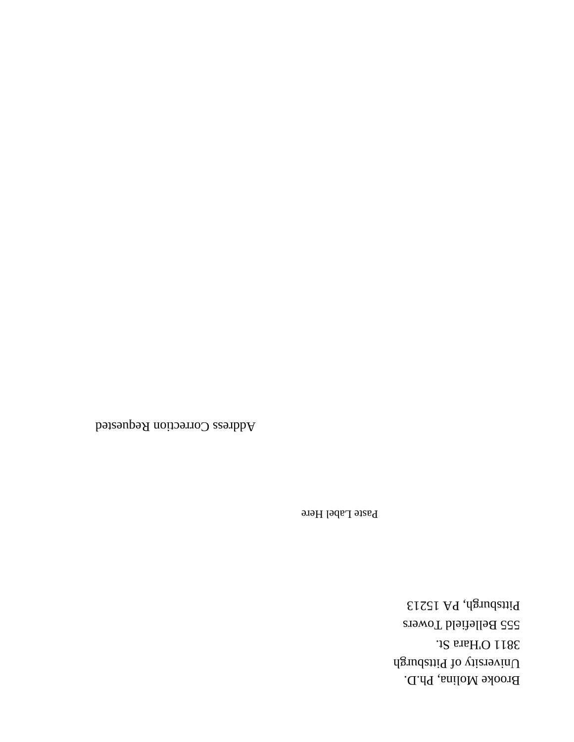Brooke Molina, Ph.D.
University of Pittsburgh
3811 O'Hara St.
555 Bellefield Towers
Pittsburgh, PA 15213

Paste Label Here

Address Correction Requested